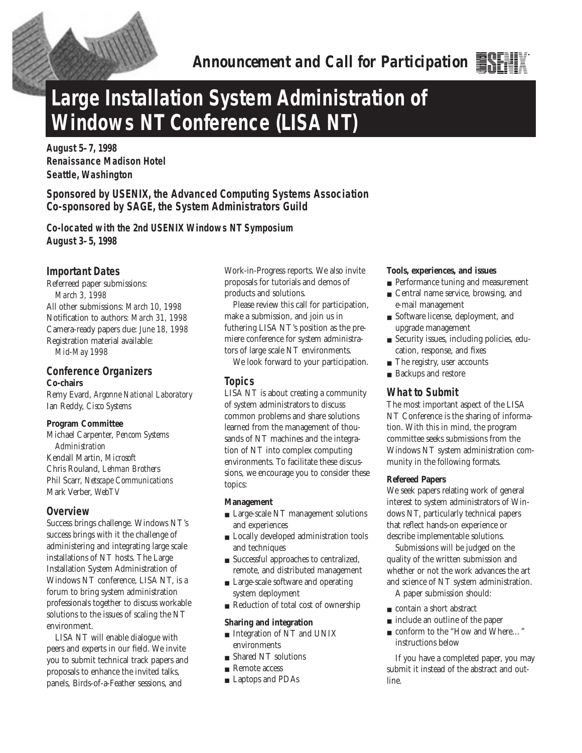*Announcement and Call for Participation*

# Large Installation System Administration of Windows NT Conference (LISA NT)

**August 5–7, 1998**
**Renaissance Madison Hotel**
**Seattle, Washington**

**Sponsored by USENIX, the Advanced Computing Systems Association**
**Co-sponsored by SAGE, the System Administrators Guild**

**Co-located with the 2nd USENIX Windows NT Symposium**
**August 3–5, 1998**

## Important Dates

Referreed paper submissions: *March 3, 1998*
All other submissions: *March 10, 1998*
Notification to authors: *March 31, 1998*
Camera-ready papers due: *June 18, 1998*
Registration material available: *Mid-May 1998*

## Conference Organizers

**Co-chairs**

Remy Evard, *Argonne National Laboratory*
Ian Reddy, *Cisco Systems*

**Program Committee**

Michael Carpenter, *Pencom Systems Administration*
Kendall Martin, *Microsoft*
Chris Rouland, *Lehman Brothers*
Phil Scarr, *Netscape Communications*
Mark Verber, *WebTV*

## Overview

Success brings challenge. Windows NT's success brings with it the challenge of administering and integrating large scale installations of NT hosts. The Large Installation System Administration of Windows NT conference, LISA NT, is a forum to bring system administration professionals together to discuss workable solutions to the issues of scaling the NT environment.

LISA NT will enable dialogue with peers and experts in our field. We invite you to submit technical track papers and proposals to enhance the invited talks, panels, Birds-of-a-Feather sessions, and Work-in-Progress reports. We also invite proposals for tutorials and demos of products and solutions.

Please review this call for participation, make a submission, and join us in futhering LISA NT's position as the premiere conference for system administrators of large scale NT environments.

We look forward to your participation.

## Topics

LISA NT is about creating a community of system administrators to discuss common problems and share solutions learned from the management of thousands of NT machines and the integration of NT into complex computing environments. To facilitate these discussions, we encourage you to consider these topics:

**Management**

- Large-scale NT management solutions and experiences
- Locally developed administration tools and techniques
- Successful approaches to centralized, remote, and distributed management
- Large-scale software and operating system deployment
- Reduction of total cost of ownership

**Sharing and integration**

- Integration of NT and UNIX environments
- Shared NT solutions
- Remote access
- Laptops and PDAs

**Tools, experiences, and issues**

- Performance tuning and measurement
- Central name service, browsing, and e-mail management
- Software license, deployment, and upgrade management
- Security issues, including policies, education, response, and fixes
- The registry, user accounts
- Backups and restore

## What to Submit

The most important aspect of the LISA NT Conference is the sharing of information. With this in mind, the program committee seeks submissions from the Windows NT system administration community in the following formats.

**Refereed Papers**

We seek papers relating work of general interest to system administrators of Windows NT, particularly technical papers that reflect hands-on experience or describe implementable solutions.

Submissions will be judged on the quality of the written submission and whether or not the work advances the art and science of NT system administration.

A paper submission should:

- contain a short abstract
- include an outline of the paper
- conform to the "How and Where…" instructions below

If you have a completed paper, you may submit it instead of the abstract and outline.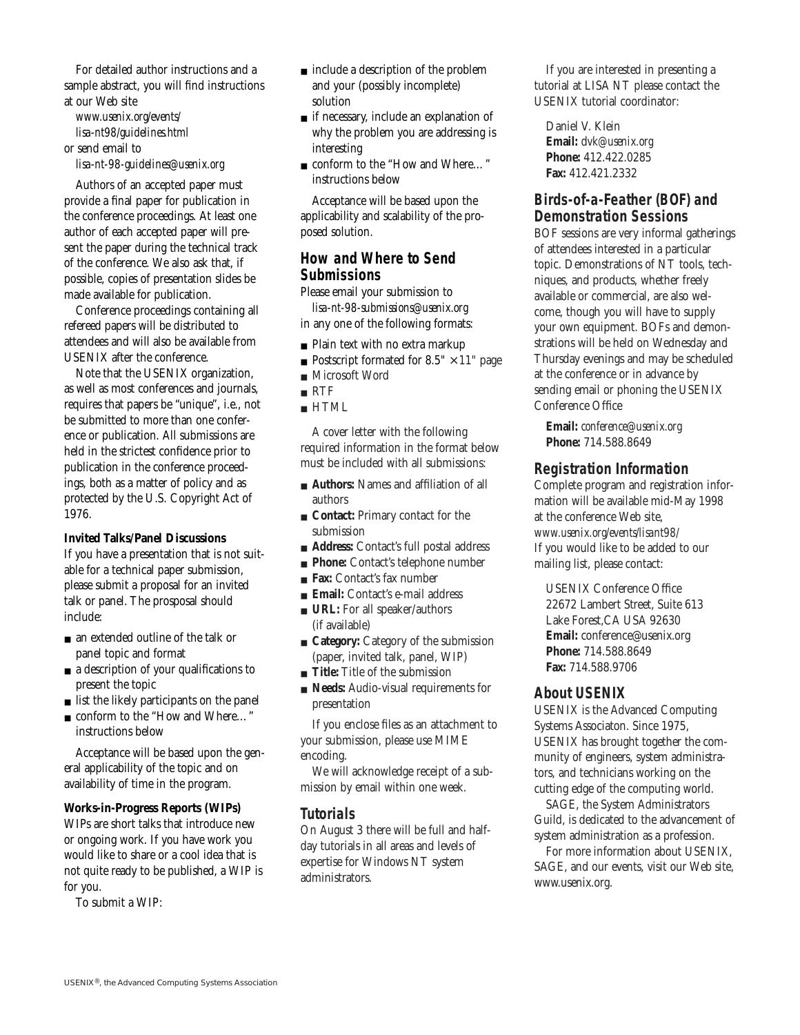For detailed author instructions and a sample abstract, you will find instructions at our Web site

*www.usenix.org/events/lisa-nt98/guidelines.html*

or send email to

*lisa-nt-98-guidelines@usenix.org*

Authors of an accepted paper must provide a final paper for publication in the conference proceedings. At least one author of each accepted paper will present the paper during the technical track of the conference. We also ask that, if possible, copies of presentation slides be made available for publication.

Conference proceedings containing all refereed papers will be distributed to attendees and will also be available from USENIX after the conference.

Note that the USENIX organization, as well as most conferences and journals, requires that papers be "unique", i.e., not be submitted to more than one conference or publication. All submissions are held in the strictest confidence prior to publication in the conference proceedings, both as a matter of policy and as protected by the U.S. Copyright Act of 1976.

**Invited Talks/Panel Discussions**

If you have a presentation that is not suitable for a technical paper submission, please submit a proposal for an invited talk or panel. The prosposal should include:

- an extended outline of the talk or panel topic and format
- a description of your qualifications to present the topic
- list the likely participants on the panel
- conform to the "How and Where…" instructions below

Acceptance will be based upon the general applicability of the topic and on availability of time in the program.

**Works-in-Progress Reports (WIPs)**

WIPs are short talks that introduce new or ongoing work. If you have work you would like to share or a cool idea that is not quite ready to be published, a WIP is for you.

To submit a WIP:

- include a description of the problem and your (possibly incomplete) solution
- if necessary, include an explanation of why the problem you are addressing is interesting
- conform to the "How and Where…" instructions below

Acceptance will be based upon the applicability and scalability of the proposed solution.

## How and Where to Send Submissions

Please email your submission to

*lisa-nt-98-submissions@usenix.org*

in any one of the following formats:

- Plain text with no extra markup
- Postscript formated for 8.5" × 11" page
- Microsoft Word
- RTF
- HTML

A cover letter with the following required information in the format below must be included with all submissions:

- **Authors:** Names and affiliation of all authors
- **Contact:** Primary contact for the submission
- **Address:** Contact's full postal address
- **Phone:** Contact's telephone number
- **Fax:** Contact's fax number
- **Email:** Contact's e-mail address
- **URL:** For all speaker/authors (if available)
- **Category:** Category of the submission (paper, invited talk, panel, WIP)
- **Title:** Title of the submission
- **Needs:** Audio-visual requirements for presentation

If you enclose files as an attachment to your submission, please use MIME encoding.

We will acknowledge receipt of a submission by email within one week.

## Tutorials

On August 3 there will be full and half-day tutorials in all areas and levels of expertise for Windows NT system administrators.

If you are interested in presenting a tutorial at LISA NT please contact the USENIX tutorial coordinator:

Daniel V. Klein
**Email:** *dvk@usenix.org*
**Phone:** 412.422.0285
**Fax:** 412.421.2332

## Birds-of-a-Feather (BOF) and Demonstration Sessions

BOF sessions are very informal gatherings of attendees interested in a particular topic. Demonstrations of NT tools, techniques, and products, whether freely available or commercial, are also welcome, though you will have to supply your own equipment. BOFs and demonstrations will be held on Wednesday and Thursday evenings and may be scheduled at the conference or in advance by sending email or phoning the USENIX Conference Office

**Email:** *conference@usenix.org*
**Phone:** 714.588.8649

## Registration Information

Complete program and registration information will be available mid-May 1998 at the conference Web site,
*www.usenix.org/events/lisant98/*
If you would like to be added to our mailing list, please contact:

USENIX Conference Office
22672 Lambert Street, Suite 613
Lake Forest,CA USA 92630
**Email:** conference@usenix.org
**Phone:** 714.588.8649
**Fax:** 714.588.9706

## About USENIX

USENIX is the Advanced Computing Systems Associaton. Since 1975, USENIX has brought together the community of engineers, system administrators, and technicians working on the cutting edge of the computing world.

SAGE, the System Administrators Guild, is dedicated to the advancement of system administration as a profession.

For more information about USENIX, SAGE, and our events, visit our Web site, www.usenix.org.